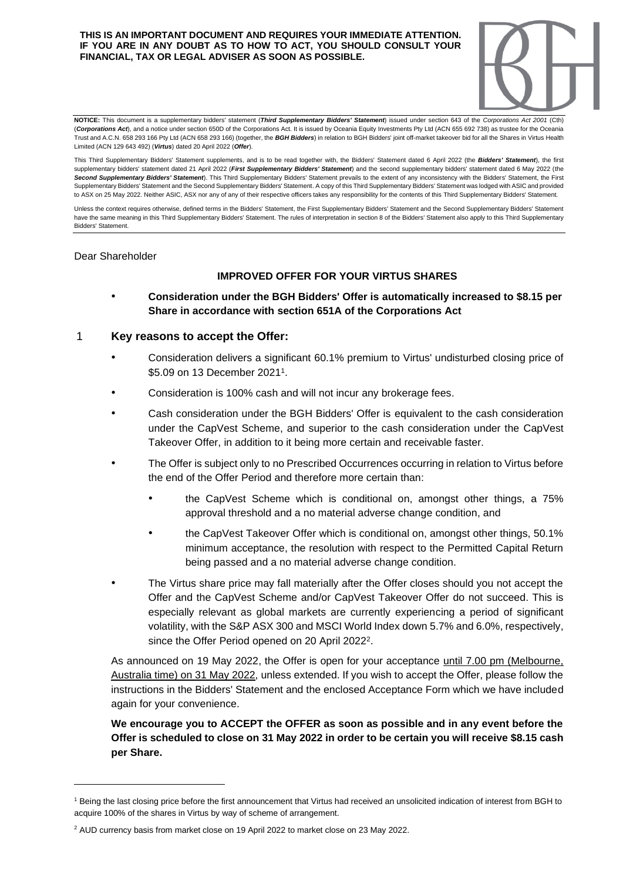**THIS IS AN IMPORTANT DOCUMENT AND REQUIRES YOUR IMMEDIATE ATTENTION. IF YOU ARE IN ANY DOUBT AS TO HOW TO ACT, YOU SHOULD CONSULT YOUR FINANCIAL, TAX OR LEGAL ADVISER AS SOON AS POSSIBLE.**

**NOTICE:** This document is a supplementary bidders' statement (***Third Supplementary Bidders' Statement***) issued under section 643 of the *Corporations Act 2001* (Cth) (***Corporations Act***), and a notice under section 650D of the Corporations Act. It is issued by Oceania Equity Investments Pty Ltd (ACN 655 692 738) as trustee for the Oceania Trust and A.C.N. 658 293 166 Pty Ltd (ACN 658 293 166) (together, the ***BGH Bidders***) in relation to BGH Bidders' joint off-market takeover bid for all the Shares in Virtus Health Limited (ACN 129 643 492) (***Virtus***) dated 20 April 2022 (***Offer***).

This Third Supplementary Bidders' Statement supplements, and is to be read together with, the Bidders' Statement dated 6 April 2022 (the ***Bidders' Statement***), the first supplementary bidders' statement dated 21 April 2022 (***First Supplementary Bidders' Statement***) and the second supplementary bidders' statement dated 6 May 2022 (the ***Second Supplementary Bidders' Statement***). This Third Supplementary Bidders' Statement prevails to the extent of any inconsistency with the Bidders' Statement, the First Supplementary Bidders' Statement and the Second Supplementary Bidders' Statement. A copy of this Third Supplementary Bidders' Statement was lodged with ASIC and provided to ASX on 25 May 2022. Neither ASIC, ASX nor any of any of their respective officers takes any responsibility for the contents of this Third Supplementary Bidders' Statement.

Unless the context requires otherwise, defined terms in the Bidders' Statement, the First Supplementary Bidders' Statement and the Second Supplementary Bidders' Statement have the same meaning in this Third Supplementary Bidders' Statement. The rules of interpretation in section 8 of the Bidders' Statement also apply to this Third Supplementary Bidders' Statement.

Dear Shareholder

**IMPROVED OFFER FOR YOUR VIRTUS SHARES**

- **Consideration under the BGH Bidders' Offer is automatically increased to \$8.15 per Share in accordance with section 651A of the Corporations Act**

## 1 Key reasons to accept the Offer:

- Consideration delivers a significant 60.1% premium to Virtus' undisturbed closing price of \$5.09 on 13 December 2021[1].
- Consideration is 100% cash and will not incur any brokerage fees.
- Cash consideration under the BGH Bidders' Offer is equivalent to the cash consideration under the CapVest Scheme, and superior to the cash consideration under the CapVest Takeover Offer, in addition to it being more certain and receivable faster.
- The Offer is subject only to no Prescribed Occurrences occurring in relation to Virtus before the end of the Offer Period and therefore more certain than:
  - the CapVest Scheme which is conditional on, amongst other things, a 75% approval threshold and a no material adverse change condition, and
  - the CapVest Takeover Offer which is conditional on, amongst other things, 50.1% minimum acceptance, the resolution with respect to the Permitted Capital Return being passed and a no material adverse change condition.
- The Virtus share price may fall materially after the Offer closes should you not accept the Offer and the CapVest Scheme and/or CapVest Takeover Offer do not succeed. This is especially relevant as global markets are currently experiencing a period of significant volatility, with the S&P ASX 300 and MSCI World Index down 5.7% and 6.0%, respectively, since the Offer Period opened on 20 April 2022[2].

As announced on 19 May 2022, the Offer is open for your acceptance <u>until 7.00 pm (Melbourne, Australia time) on 31 May 2022</u>, unless extended. If you wish to accept the Offer, please follow the instructions in the Bidders' Statement and the enclosed Acceptance Form which we have included again for your convenience.

**We encourage you to ACCEPT the OFFER as soon as possible and in any event before the Offer is scheduled to close on 31 May 2022 in order to be certain you will receive \$8.15 cash per Share.**

[1] Being the last closing price before the first announcement that Virtus had received an unsolicited indication of interest from BGH to acquire 100% of the shares in Virtus by way of scheme of arrangement.

[2] AUD currency basis from market close on 19 April 2022 to market close on 23 May 2022.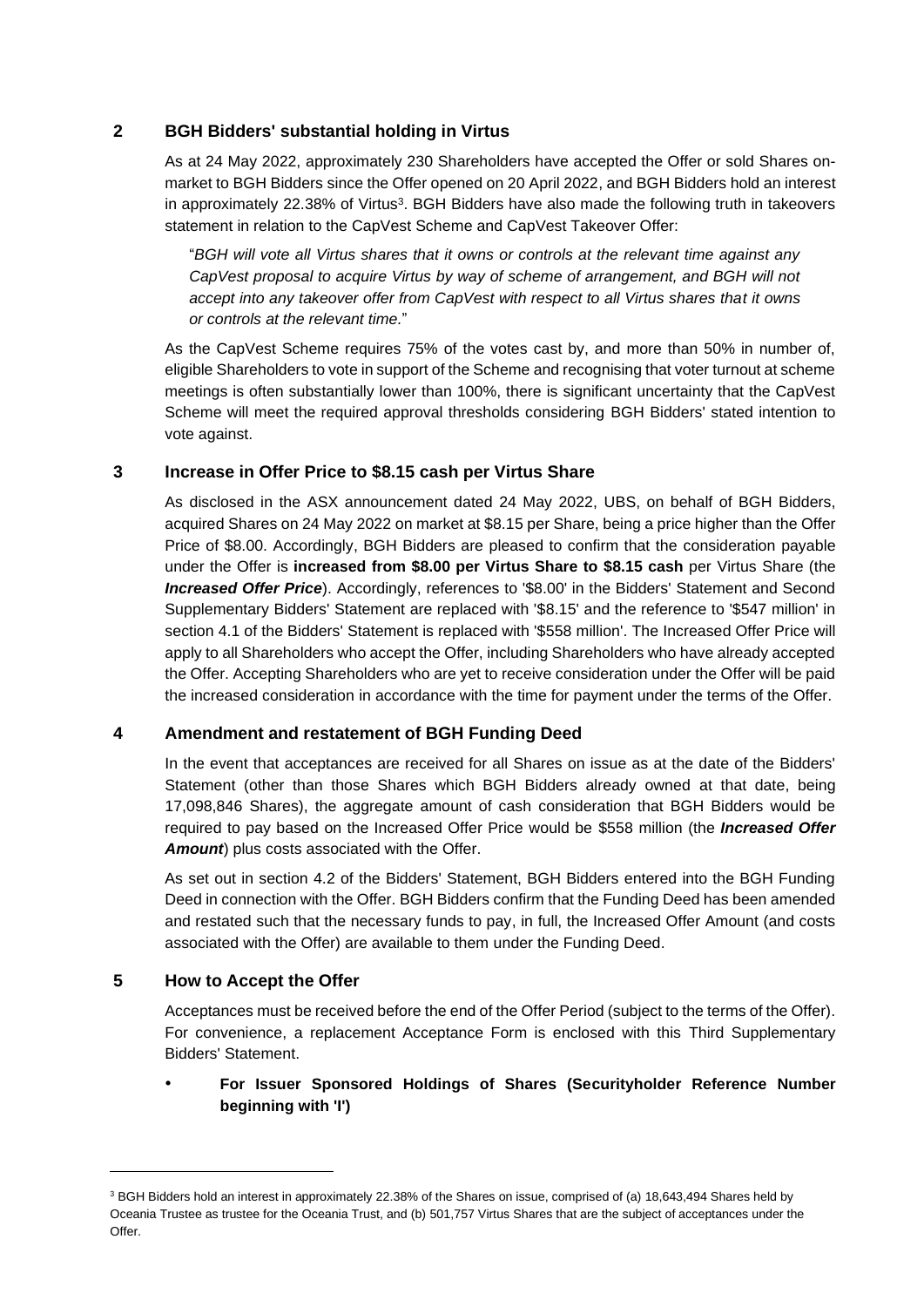## 2 BGH Bidders' substantial holding in Virtus

As at 24 May 2022, approximately 230 Shareholders have accepted the Offer or sold Shares on-market to BGH Bidders since the Offer opened on 20 April 2022, and BGH Bidders hold an interest in approximately 22.38% of Virtus[3]. BGH Bidders have also made the following truth in takeovers statement in relation to the CapVest Scheme and CapVest Takeover Offer:

"*BGH will vote all Virtus shares that it owns or controls at the relevant time against any CapVest proposal to acquire Virtus by way of scheme of arrangement, and BGH will not accept into any takeover offer from CapVest with respect to all Virtus shares that it owns or controls at the relevant time*."

As the CapVest Scheme requires 75% of the votes cast by, and more than 50% in number of, eligible Shareholders to vote in support of the Scheme and recognising that voter turnout at scheme meetings is often substantially lower than 100%, there is significant uncertainty that the CapVest Scheme will meet the required approval thresholds considering BGH Bidders' stated intention to vote against.

## 3 Increase in Offer Price to $8.15 cash per Virtus Share

As disclosed in the ASX announcement dated 24 May 2022, UBS, on behalf of BGH Bidders, acquired Shares on 24 May 2022 on market at $8.15 per Share, being a price higher than the Offer Price of $8.00. Accordingly, BGH Bidders are pleased to confirm that the consideration payable under the Offer is **increased from $8.00 per Virtus Share to $8.15 cash** per Virtus Share (the ***Increased Offer Price***). Accordingly, references to '$8.00' in the Bidders' Statement and Second Supplementary Bidders' Statement are replaced with '$8.15' and the reference to '$547 million' in section 4.1 of the Bidders' Statement is replaced with '$558 million'. The Increased Offer Price will apply to all Shareholders who accept the Offer, including Shareholders who have already accepted the Offer. Accepting Shareholders who are yet to receive consideration under the Offer will be paid the increased consideration in accordance with the time for payment under the terms of the Offer.

## 4 Amendment and restatement of BGH Funding Deed

In the event that acceptances are received for all Shares on issue as at the date of the Bidders' Statement (other than those Shares which BGH Bidders already owned at that date, being 17,098,846 Shares), the aggregate amount of cash consideration that BGH Bidders would be required to pay based on the Increased Offer Price would be $558 million (the ***Increased Offer Amount***) plus costs associated with the Offer.

As set out in section 4.2 of the Bidders' Statement, BGH Bidders entered into the BGH Funding Deed in connection with the Offer. BGH Bidders confirm that the Funding Deed has been amended and restated such that the necessary funds to pay, in full, the Increased Offer Amount (and costs associated with the Offer) are available to them under the Funding Deed.

## 5 How to Accept the Offer

Acceptances must be received before the end of the Offer Period (subject to the terms of the Offer). For convenience, a replacement Acceptance Form is enclosed with this Third Supplementary Bidders' Statement.

- **For Issuer Sponsored Holdings of Shares (Securityholder Reference Number beginning with 'I')**

---

[3] BGH Bidders hold an interest in approximately 22.38% of the Shares on issue, comprised of (a) 18,643,494 Shares held by Oceania Trustee as trustee for the Oceania Trust, and (b) 501,757 Virtus Shares that are the subject of acceptances under the Offer.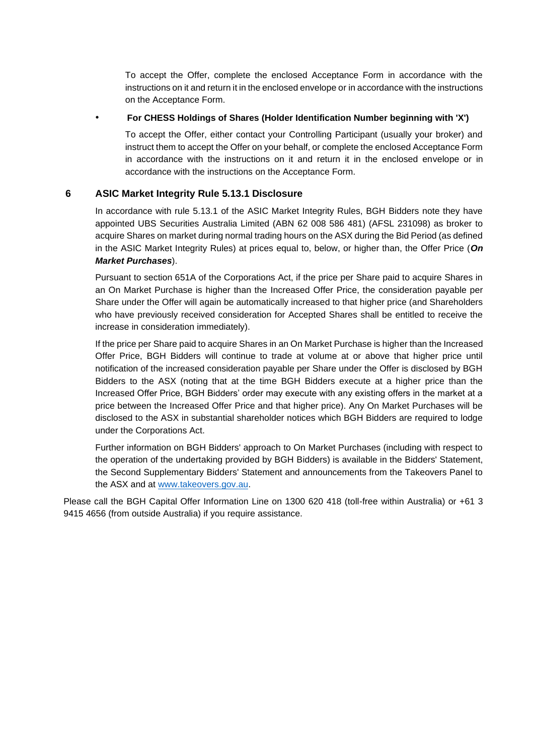To accept the Offer, complete the enclosed Acceptance Form in accordance with the instructions on it and return it in the enclosed envelope or in accordance with the instructions on the Acceptance Form.

- **For CHESS Holdings of Shares (Holder Identification Number beginning with 'X')**

  To accept the Offer, either contact your Controlling Participant (usually your broker) and instruct them to accept the Offer on your behalf, or complete the enclosed Acceptance Form in accordance with the instructions on it and return it in the enclosed envelope or in accordance with the instructions on the Acceptance Form.

## 6 ASIC Market Integrity Rule 5.13.1 Disclosure

In accordance with rule 5.13.1 of the ASIC Market Integrity Rules, BGH Bidders note they have appointed UBS Securities Australia Limited (ABN 62 008 586 481) (AFSL 231098) as broker to acquire Shares on market during normal trading hours on the ASX during the Bid Period (as defined in the ASIC Market Integrity Rules) at prices equal to, below, or higher than, the Offer Price (***On Market Purchases***).

Pursuant to section 651A of the Corporations Act, if the price per Share paid to acquire Shares in an On Market Purchase is higher than the Increased Offer Price, the consideration payable per Share under the Offer will again be automatically increased to that higher price (and Shareholders who have previously received consideration for Accepted Shares shall be entitled to receive the increase in consideration immediately).

If the price per Share paid to acquire Shares in an On Market Purchase is higher than the Increased Offer Price, BGH Bidders will continue to trade at volume at or above that higher price until notification of the increased consideration payable per Share under the Offer is disclosed by BGH Bidders to the ASX (noting that at the time BGH Bidders execute at a higher price than the Increased Offer Price, BGH Bidders' order may execute with any existing offers in the market at a price between the Increased Offer Price and that higher price). Any On Market Purchases will be disclosed to the ASX in substantial shareholder notices which BGH Bidders are required to lodge under the Corporations Act.

Further information on BGH Bidders' approach to On Market Purchases (including with respect to the operation of the undertaking provided by BGH Bidders) is available in the Bidders' Statement, the Second Supplementary Bidders' Statement and announcements from the Takeovers Panel to the ASX and at [www.takeovers.gov.au](http://www.takeovers.gov.au).

Please call the BGH Capital Offer Information Line on 1300 620 418 (toll-free within Australia) or +61 3 9415 4656 (from outside Australia) if you require assistance.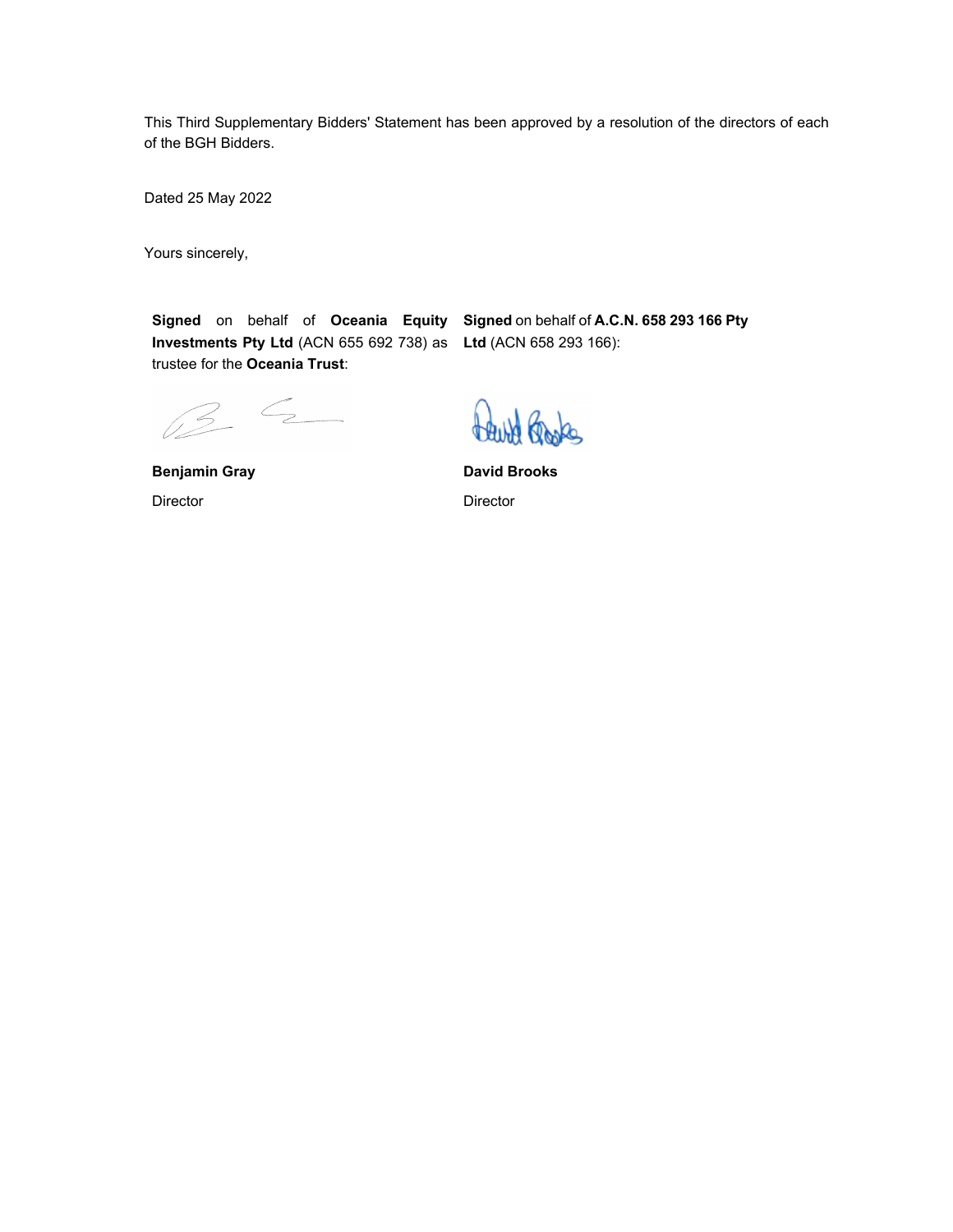This Third Supplementary Bidders' Statement has been approved by a resolution of the directors of each of the BGH Bidders.

Dated 25 May 2022

Yours sincerely,

**Signed** on behalf of **Oceania Equity Investments Pty Ltd** (ACN 655 692 738) as trustee for the **Oceania Trust**:

**Benjamin Gray**

Director

**Signed** on behalf of **A.C.N. 658 293 166 Pty Ltd** (ACN 658 293 166):

**David Brooks**

Director